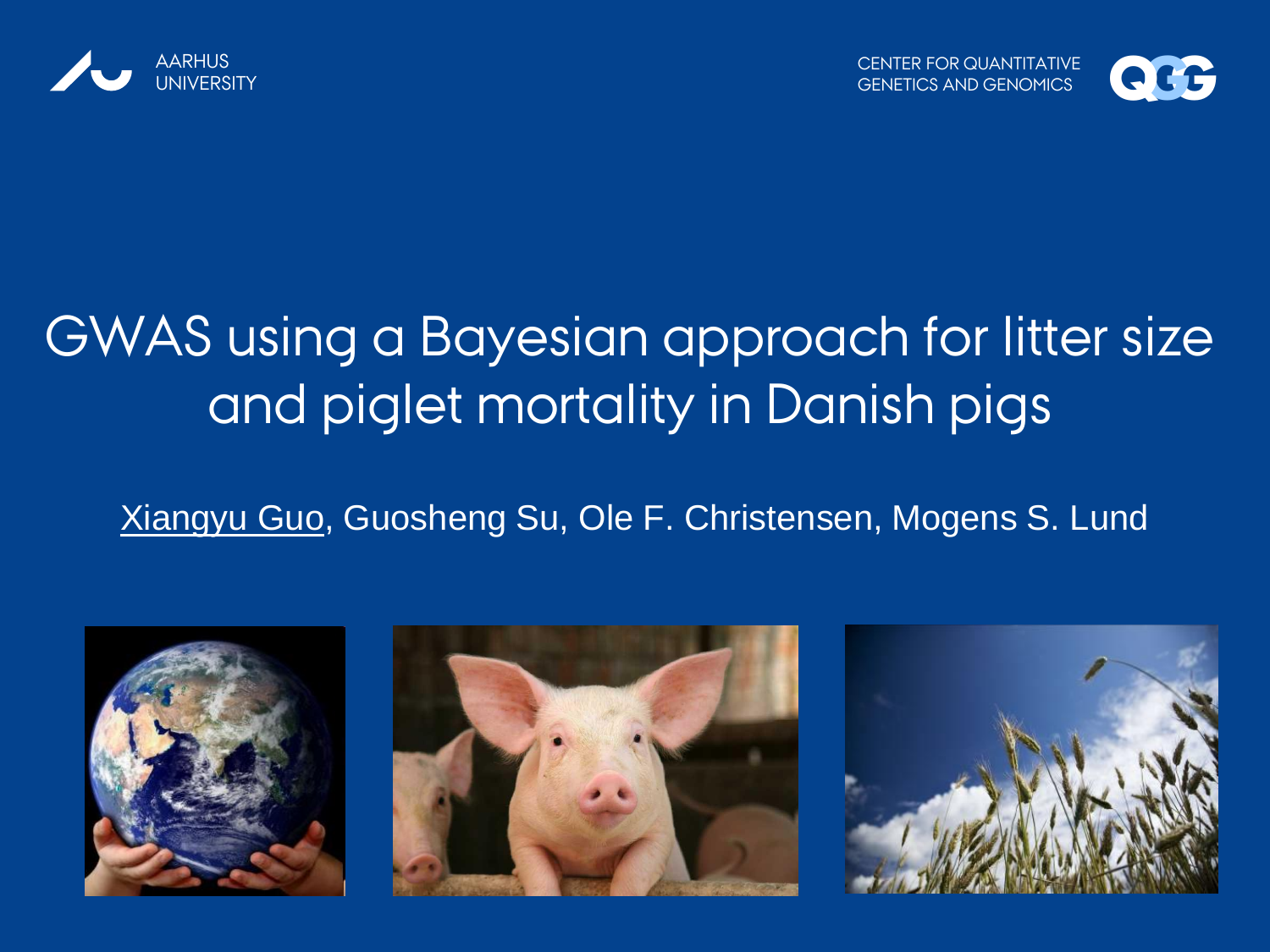AARHUS UNIVERSITY

CENTER FOR QUANTITATIVE GENETICS AND GENOMICS

# GWAS using a Bayesian approach for litter size and piglet mortality in Danish pigs

Xiangyu Guo, Guosheng Su, Ole F. Christensen, Mogens S. Lund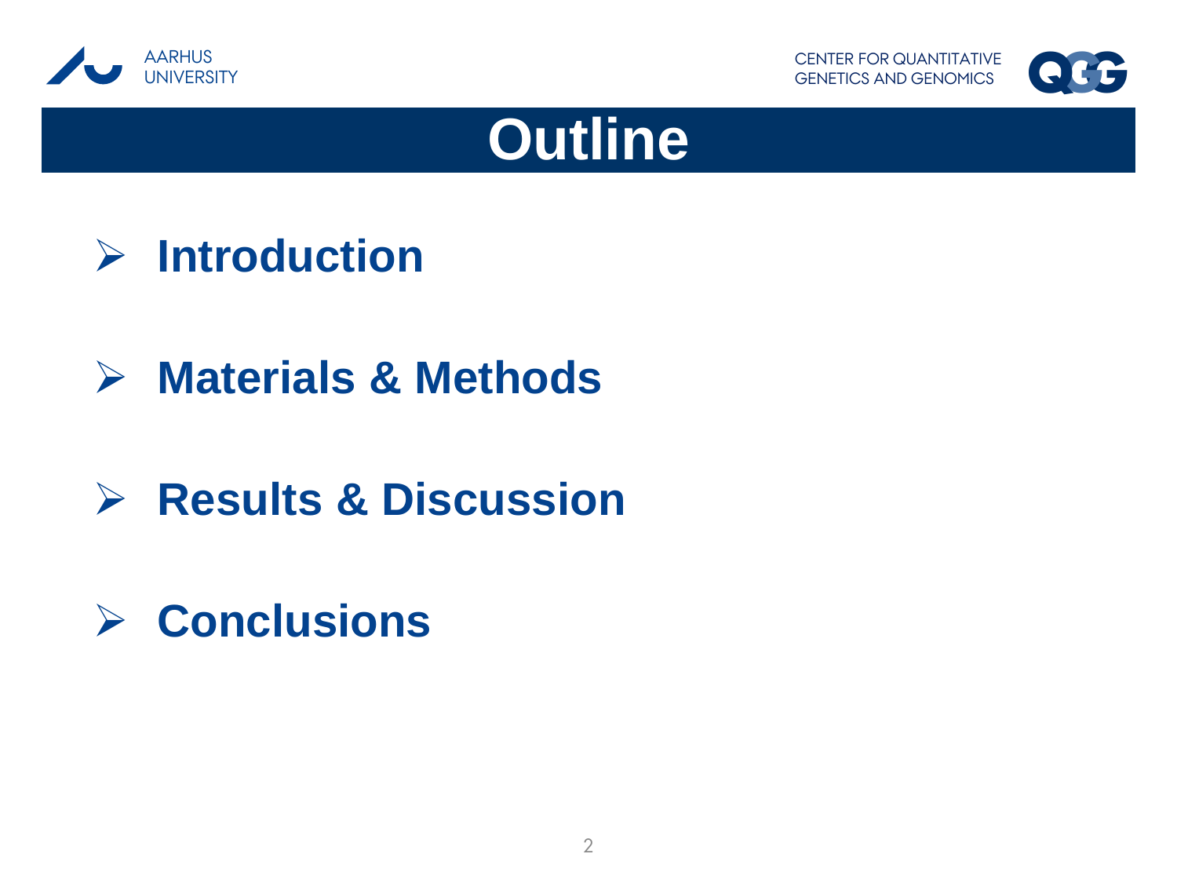# Outline

- **Introduction**
- **Materials & Methods**
- **Results & Discussion**
- **Conclusions**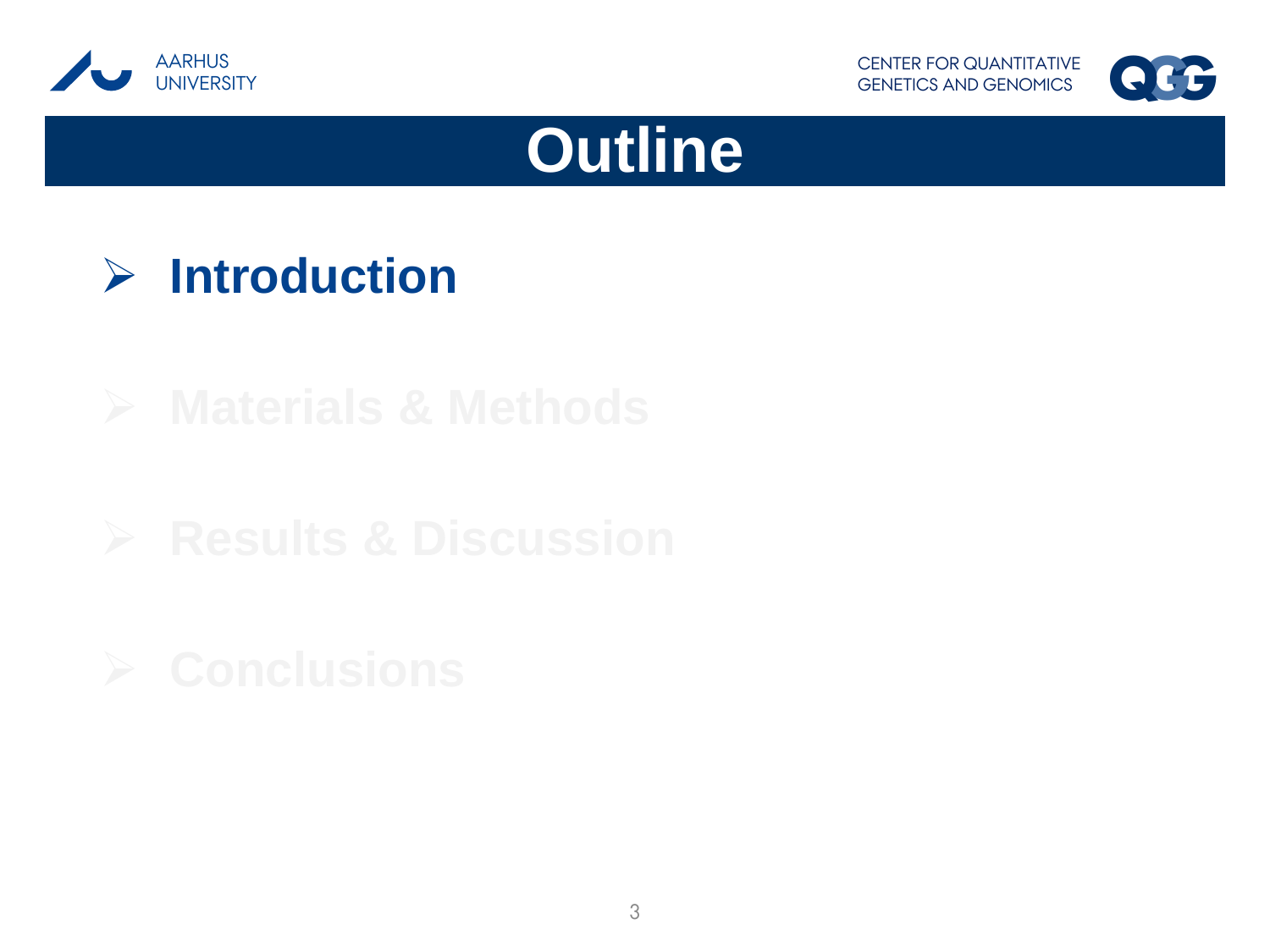# Outline

- **Introduction**
- **Materials & Methods**
- **Results & Discussion**
- **Conclusions**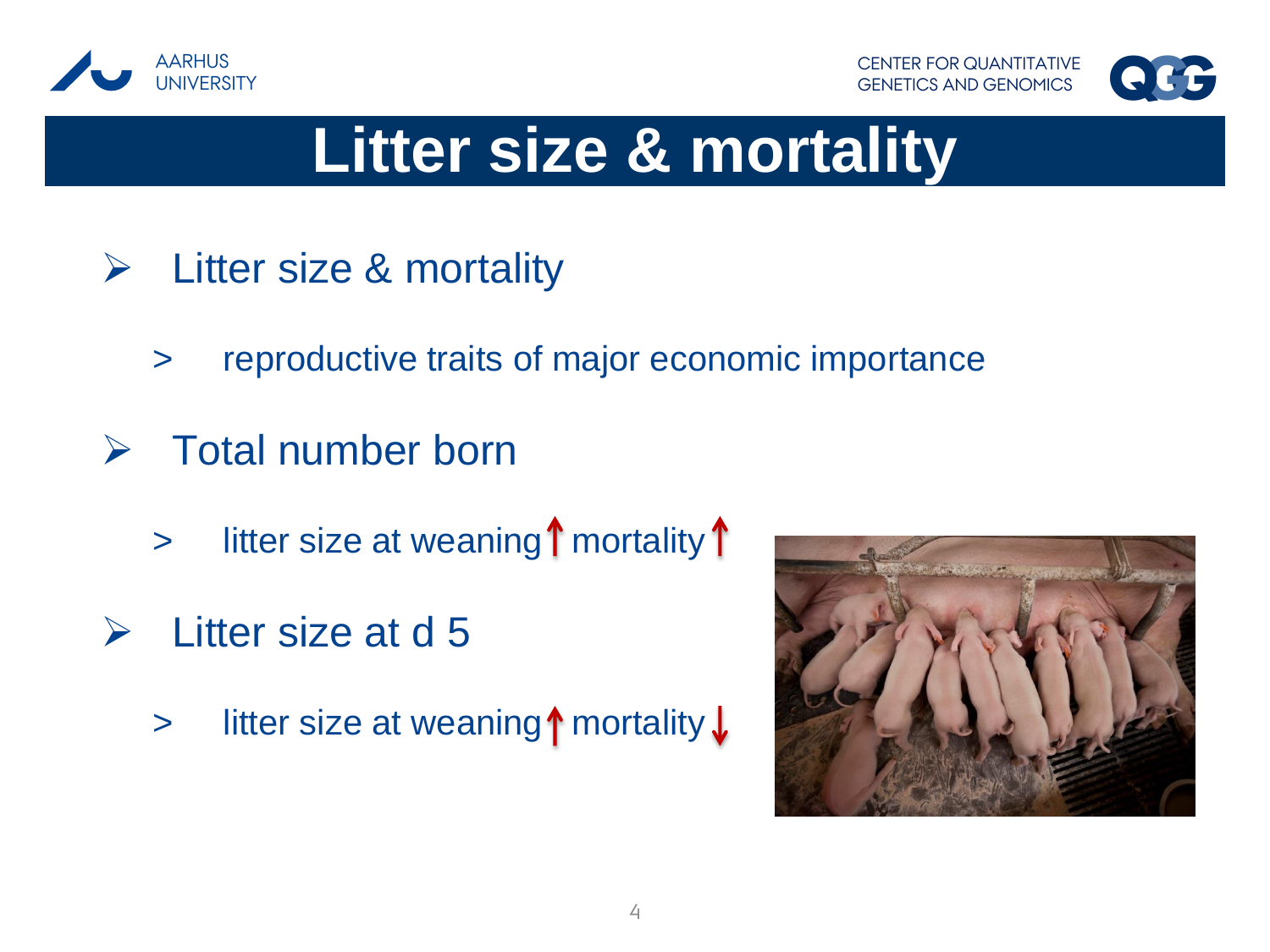# Litter size & mortality

- Litter size & mortality
  - reproductive traits of major economic importance
- Total number born
  - litter size at weaning ↑ mortality ↑
- Litter size at d 5
  - litter size at weaning ↑ mortality ↓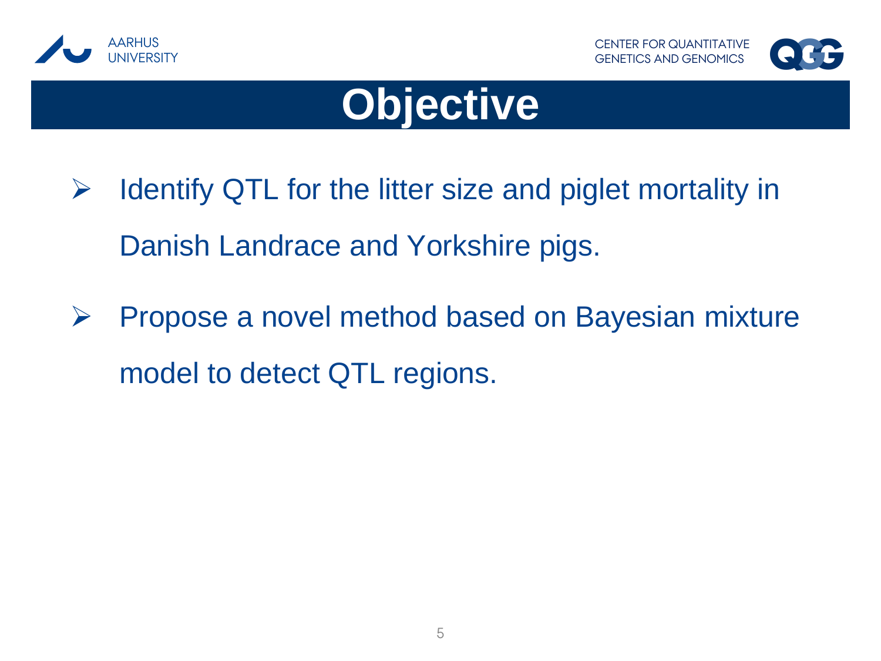# Objective

- Identify QTL for the litter size and piglet mortality in Danish Landrace and Yorkshire pigs.
- Propose a novel method based on Bayesian mixture model to detect QTL regions.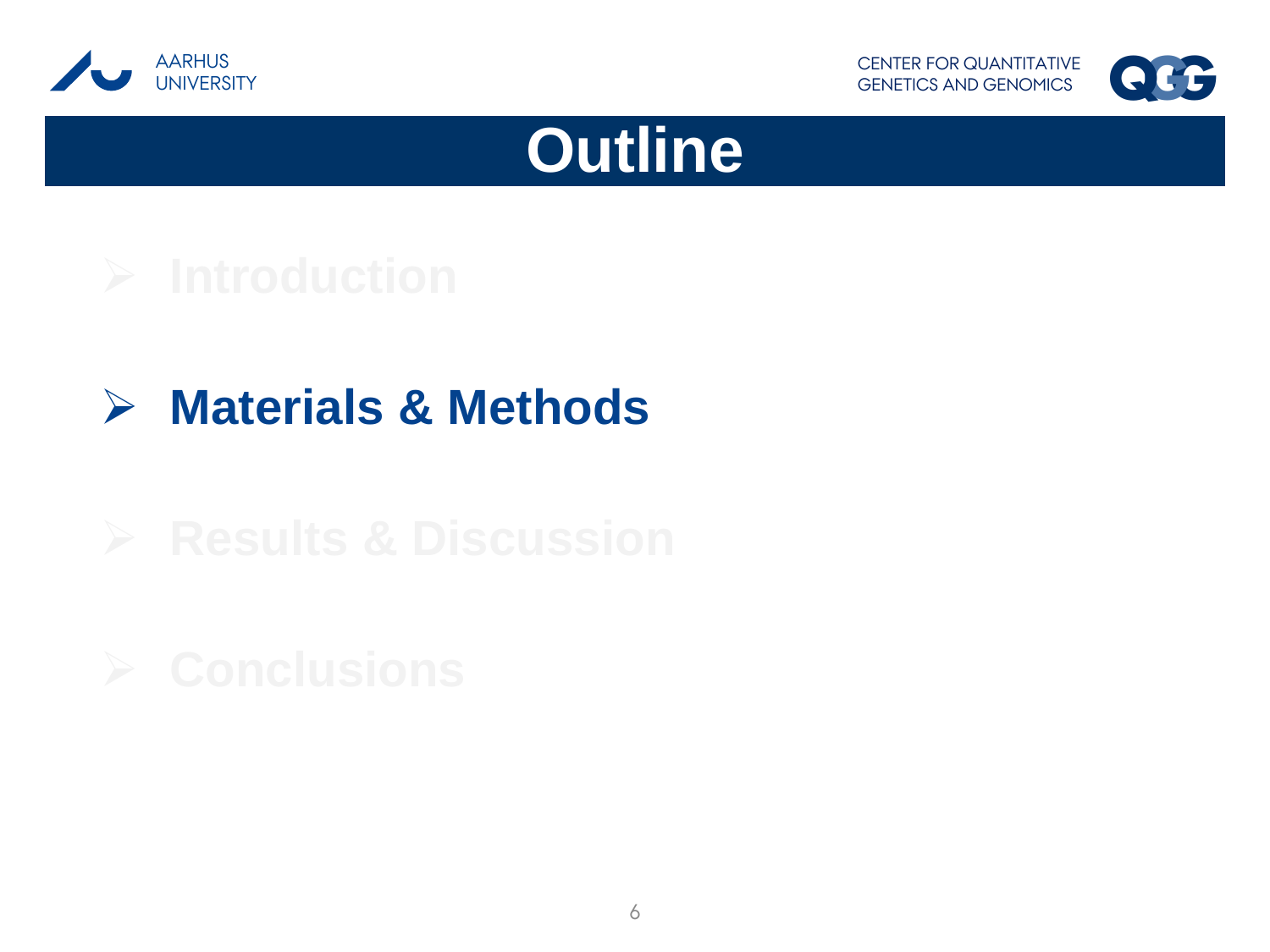# Outline

- Introduction
- **Materials & Methods**
- Results & Discussion
- Conclusions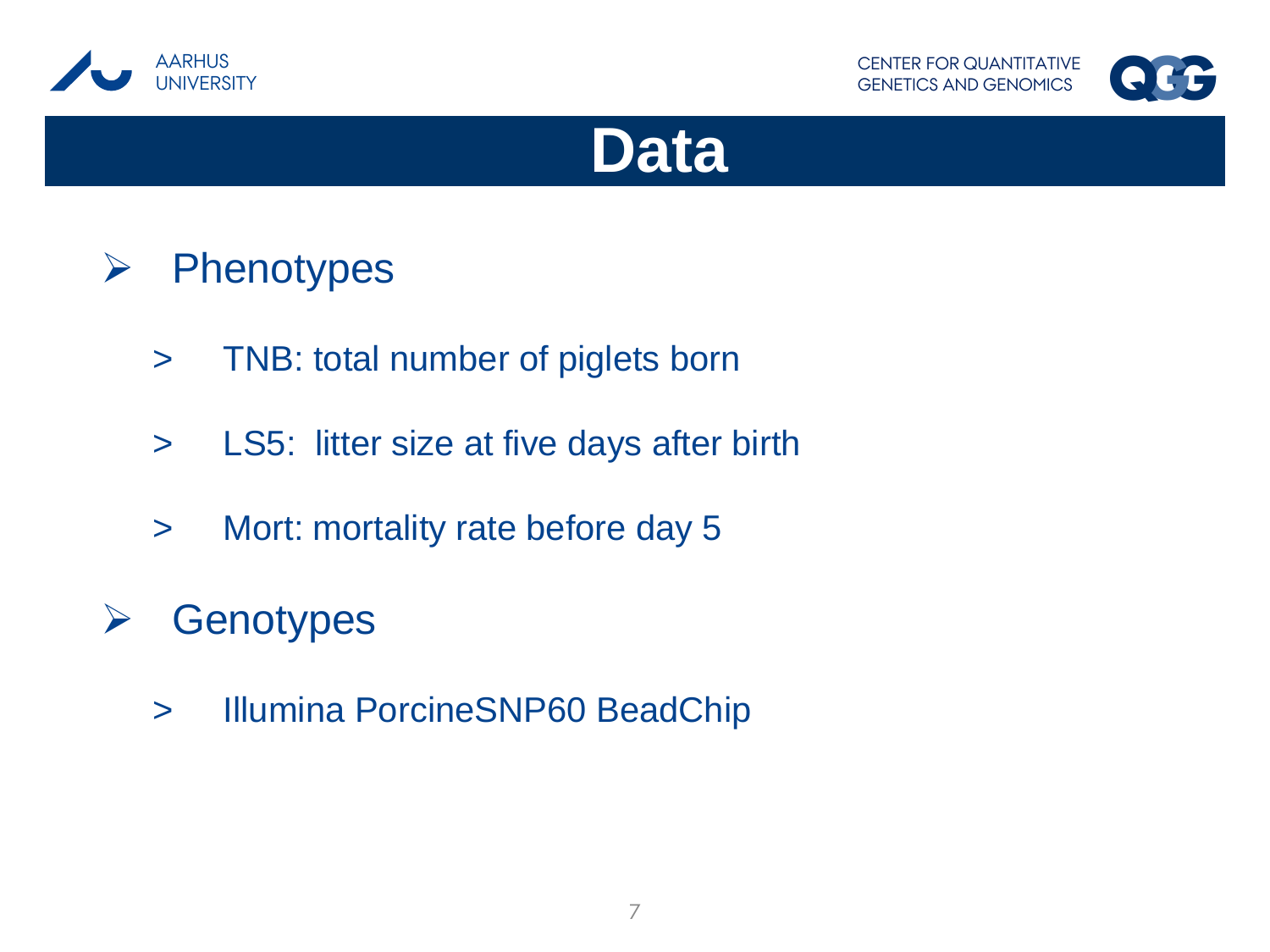# Data

- Phenotypes
  - TNB: total number of piglets born
  - LS5: litter size at five days after birth
  - Mort: mortality rate before day 5
- Genotypes
  - Illumina PorcineSNP60 BeadChip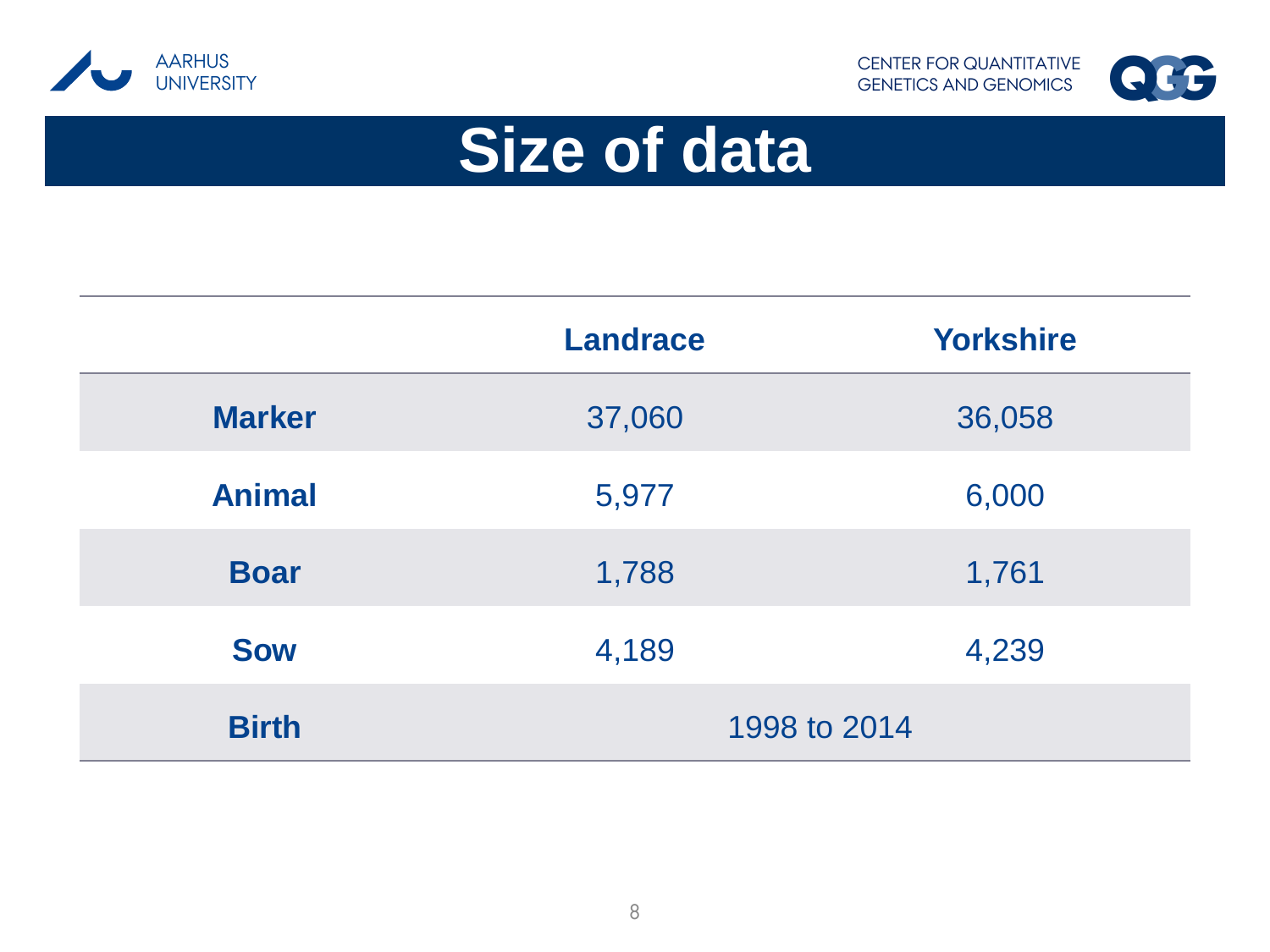# Size of data

| | Landrace | Yorkshire |
|---|---|---|
| **Marker** | 37,060 | 36,058 |
| **Animal** | 5,977 | 6,000 |
| **Boar** | 1,788 | 1,761 |
| **Sow** | 4,189 | 4,239 |
| **Birth** | 1998 to 2014 | |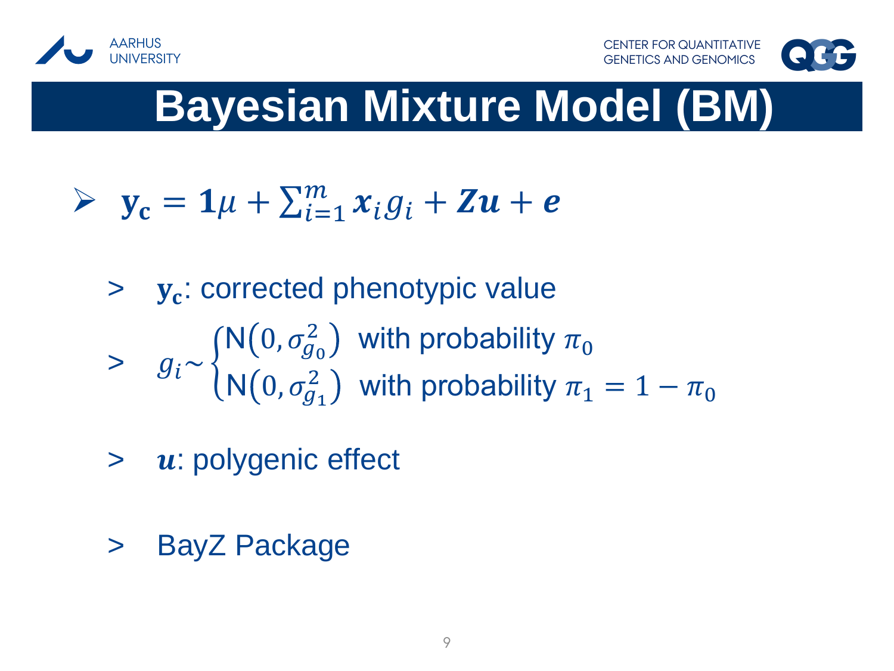# Bayesian Mixture Model (BM)

- $\mathbf{y_c} = \mathbf{1}\mu + \sum_{i=1}^{m} \boldsymbol{x}_i g_i + \boldsymbol{Zu} + \boldsymbol{e}$

  - $\mathbf{y_c}$: corrected phenotypic value
  - $g_i \sim \begin{cases} \mathrm{N}\left(0, \sigma_{g_0}^2\right) & \text{with probability } \pi_0 \\ \mathrm{N}\left(0, \sigma_{g_1}^2\right) & \text{with probability } \pi_1 = 1 - \pi_0 \end{cases}$
  - $\boldsymbol{u}$: polygenic effect
  - BayZ Package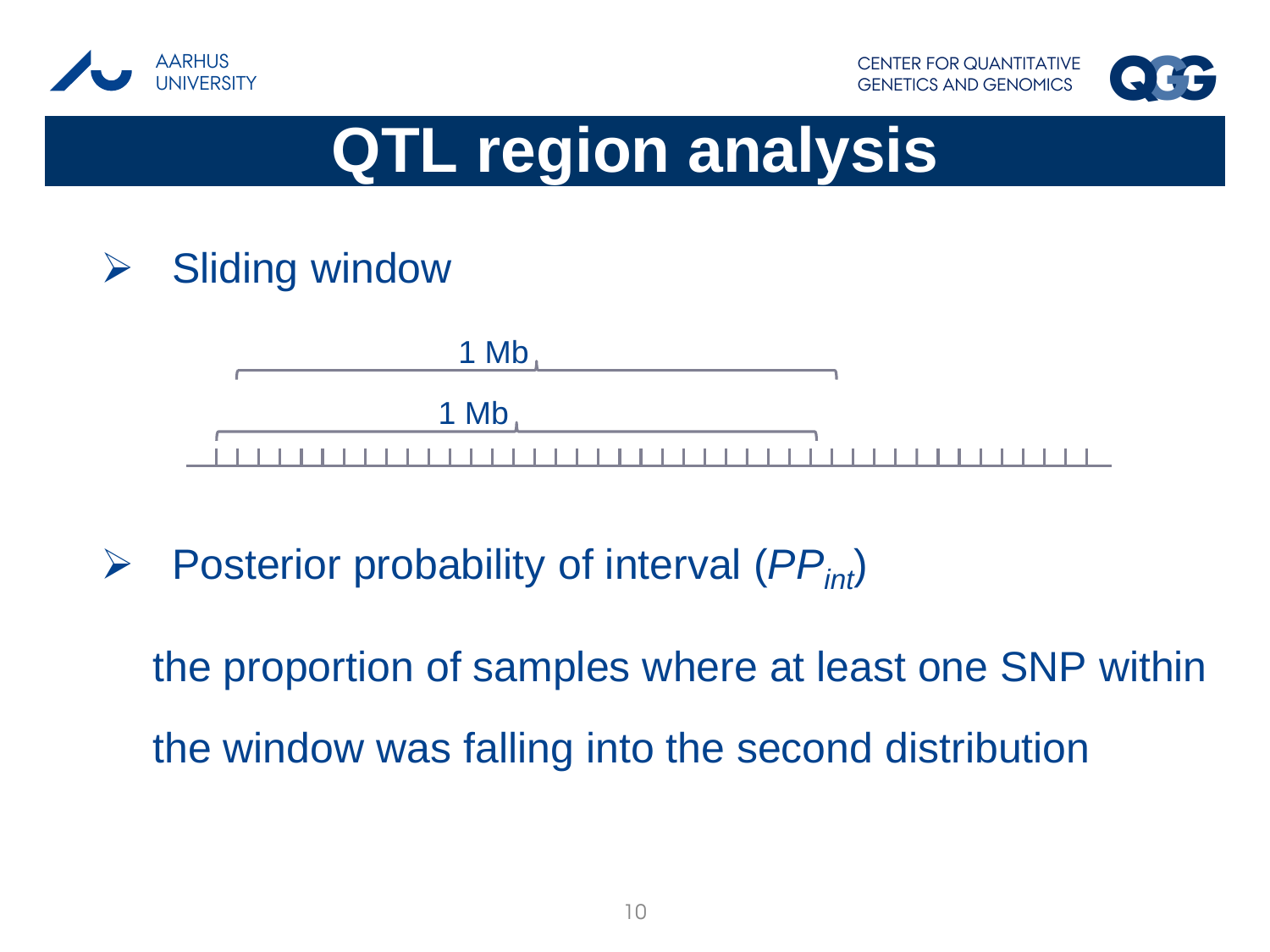# QTL region analysis

- Sliding window

1 Mb

1 Mb

- Posterior probability of interval ($PP_{int}$)

the proportion of samples where at least one SNP within the window was falling into the second distribution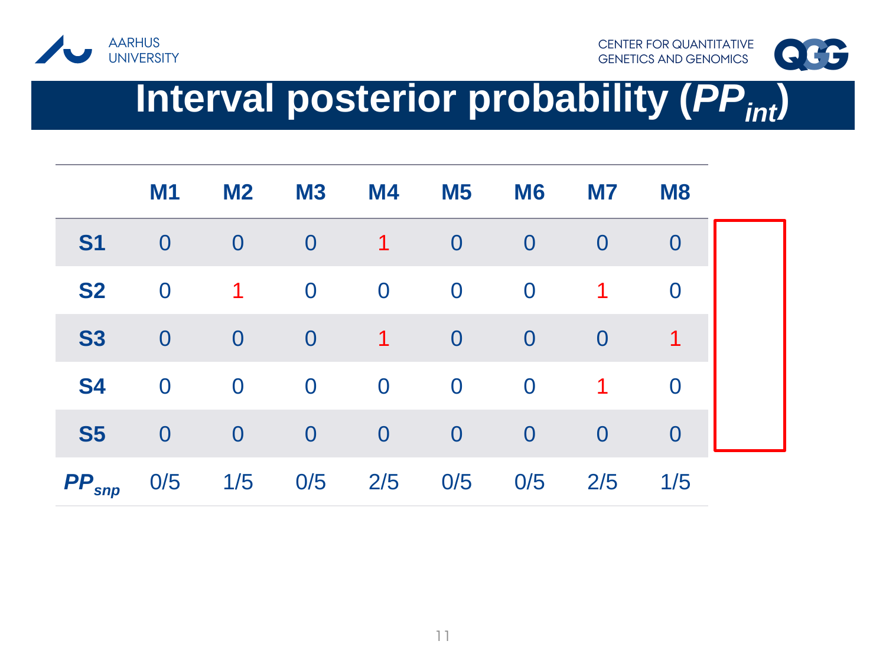# Interval posterior probability ($PP_{int}$)

| | M1 | M2 | M3 | M4 | M5 | M6 | M7 | M8 |
|---|---|---|---|---|---|---|---|---|
| **S1** | 0 | 0 | 0 | 1 | 0 | 0 | 0 | 0 |
| **S2** | 0 | 1 | 0 | 0 | 0 | 0 | 1 | 0 |
| **S3** | 0 | 0 | 0 | 1 | 0 | 0 | 0 | 1 |
| **S4** | 0 | 0 | 0 | 0 | 0 | 0 | 1 | 0 |
| **S5** | 0 | 0 | 0 | 0 | 0 | 0 | 0 | 0 |
| $PP_{snp}$ | 0/5 | 1/5 | 0/5 | 2/5 | 0/5 | 0/5 | 2/5 | 1/5 |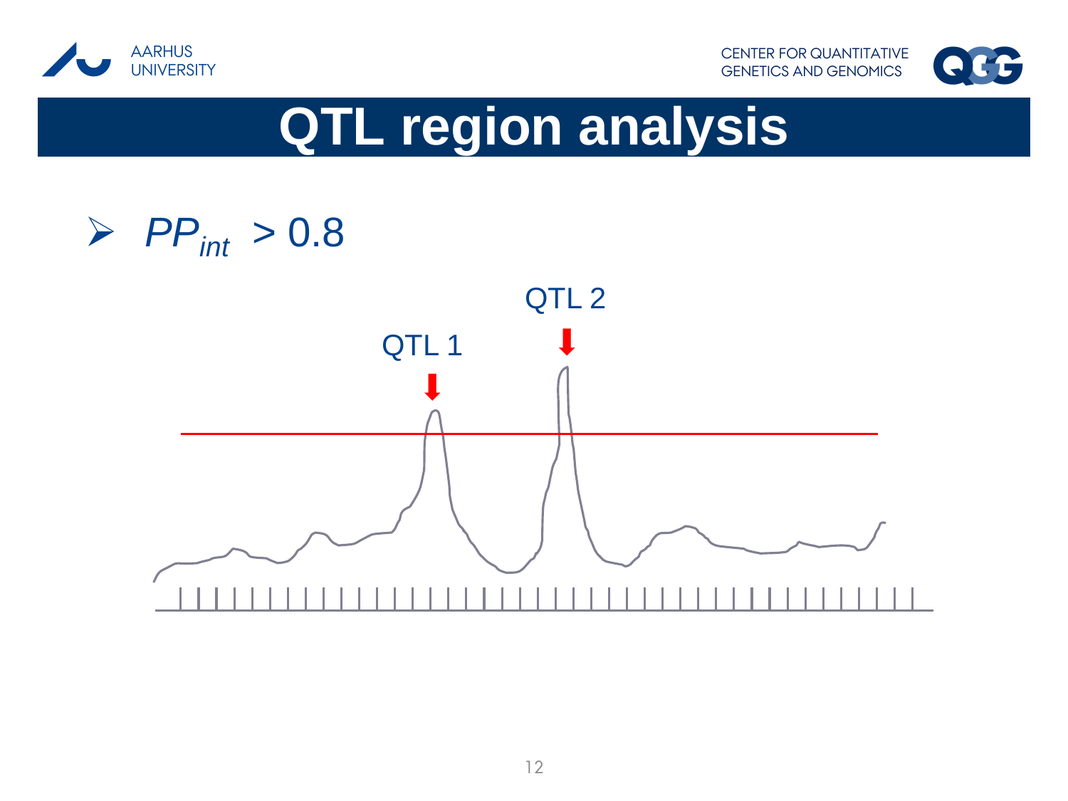# QTL region analysis

- $PP_{int} > 0.8$

QTL 2

QTL 1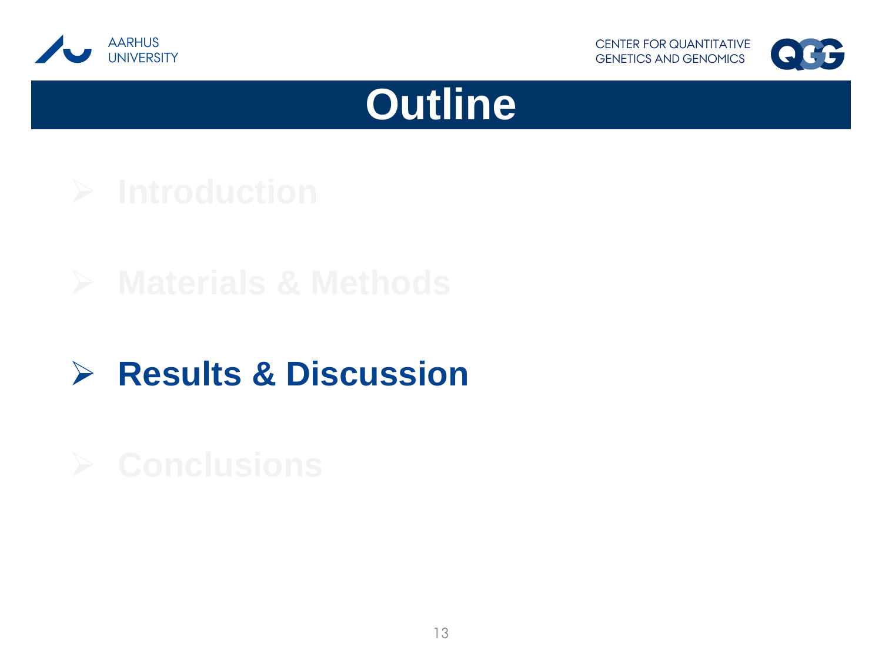# Outline

- Introduction
- Materials & Methods
- **Results & Discussion**
- Conclusions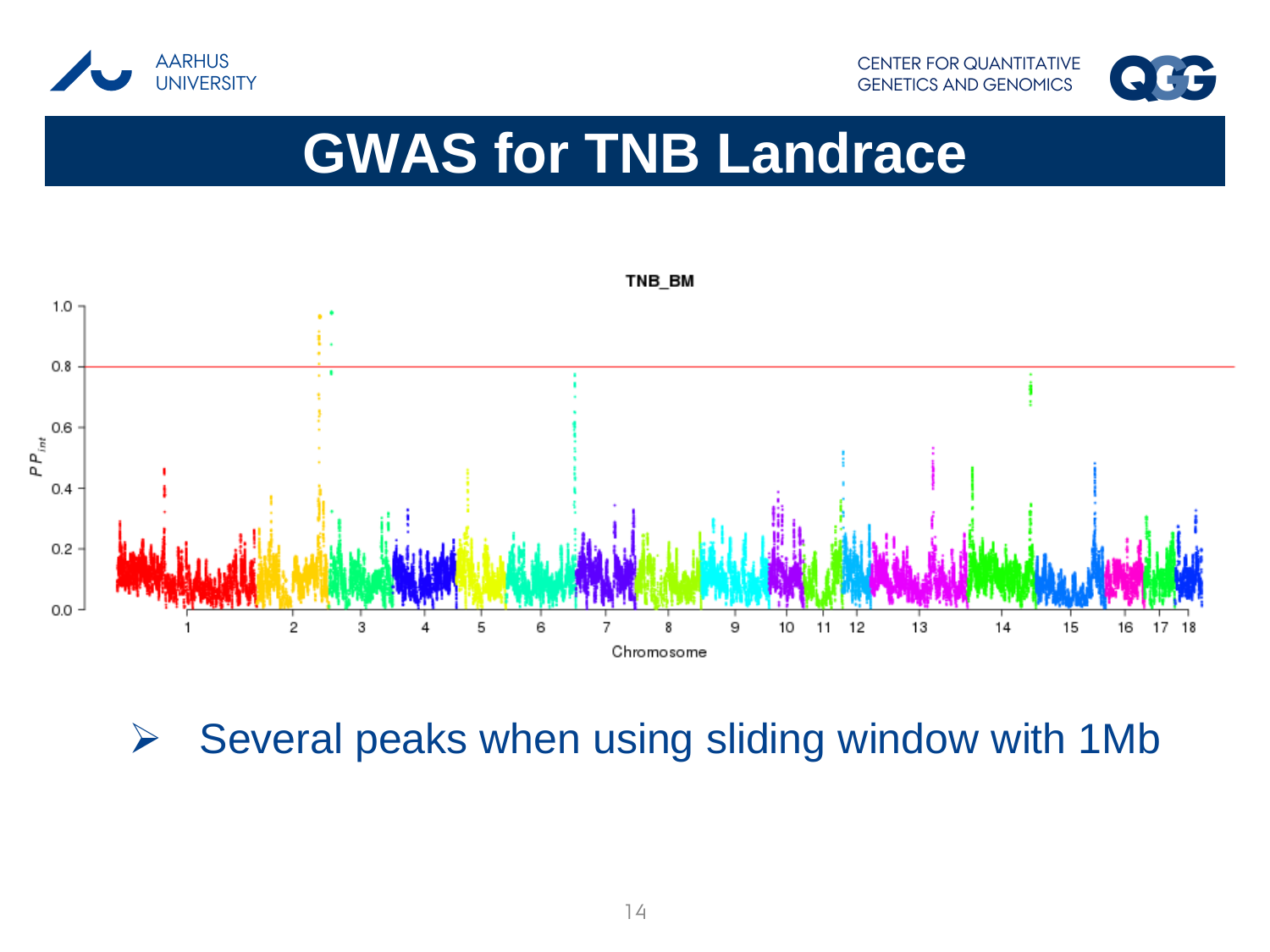# GWAS for TNB Landrace

TNB_BM

1.0
0.8
0.6
0.4
0.2
0.0

$PP_{int}$

1 2 3 4 5 6 7 8 9 10 11 12 13 14 15 16 17 18

Chromosome

- Several peaks when using sliding window with 1Mb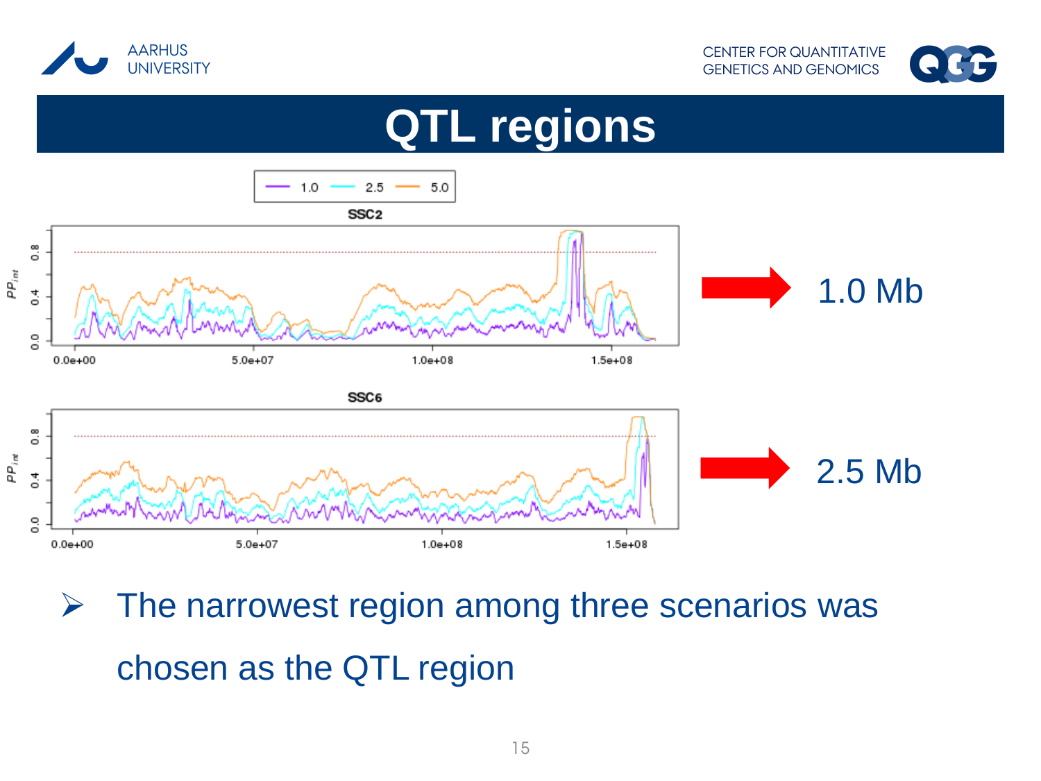# QTL regions

1.0 2.5 5.0

SSC2

$PP_{int}$

0.0 0.4 0.8

0.0e+00 5.0e+07 1.0e+08 1.5e+08

1.0 Mb

SSC6

$PP_{int}$

0.0 0.4 0.8

0.0e+00 5.0e+07 1.0e+08 1.5e+08

2.5 Mb

- The narrowest region among three scenarios was chosen as the QTL region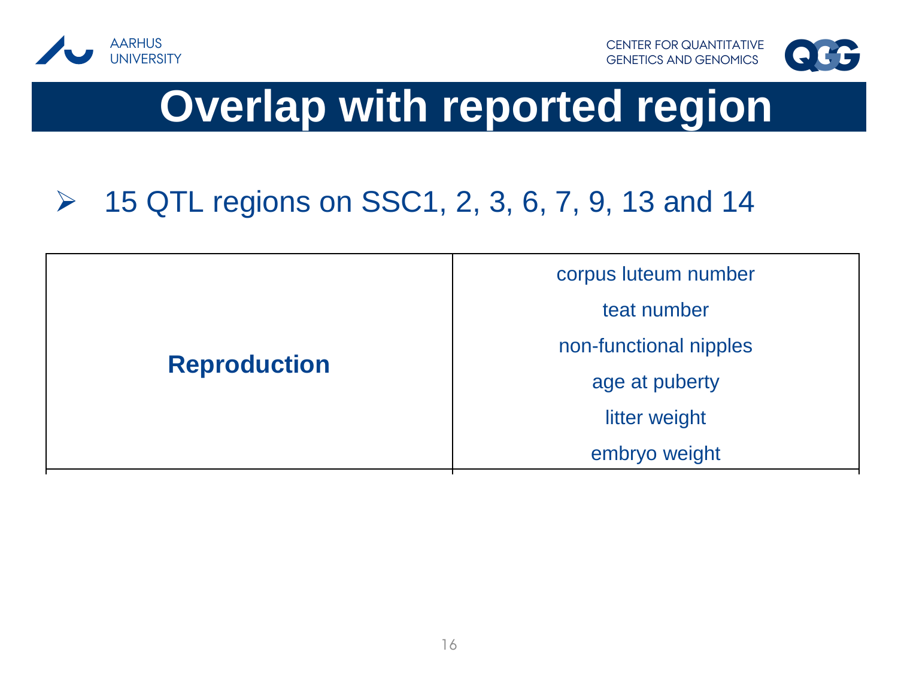# Overlap with reported region

- 15 QTL regions on SSC1, 2, 3, 6, 7, 9, 13 and 14

| | |
|---|---|
| **Reproduction** | corpus luteum number |
| | teat number |
| | non-functional nipples |
| | age at puberty |
| | litter weight |
| | embryo weight |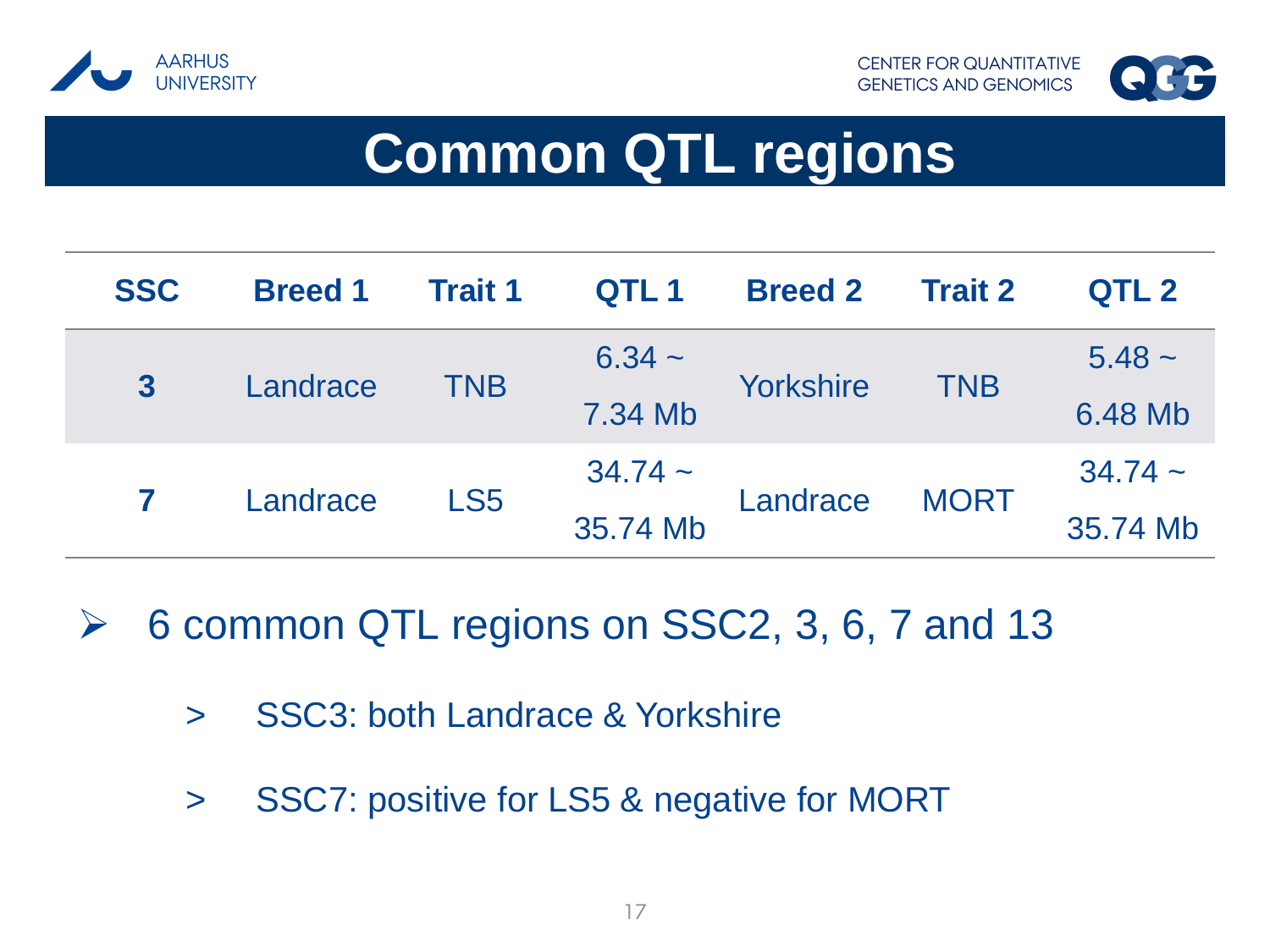# Common QTL regions

| SSC | Breed 1 | Trait 1 | QTL 1 | Breed 2 | Trait 2 | QTL 2 |
|---|---|---|---|---|---|---|
| **3** | Landrace | TNB | 6.34 ~ 7.34 Mb | Yorkshire | TNB | 5.48 ~ 6.48 Mb |
| **7** | Landrace | LS5 | 34.74 ~ 35.74 Mb | Landrace | MORT | 34.74 ~ 35.74 Mb |

- 6 common QTL regions on SSC2, 3, 6, 7 and 13
  - SSC3: both Landrace & Yorkshire
  - SSC7: positive for LS5 & negative for MORT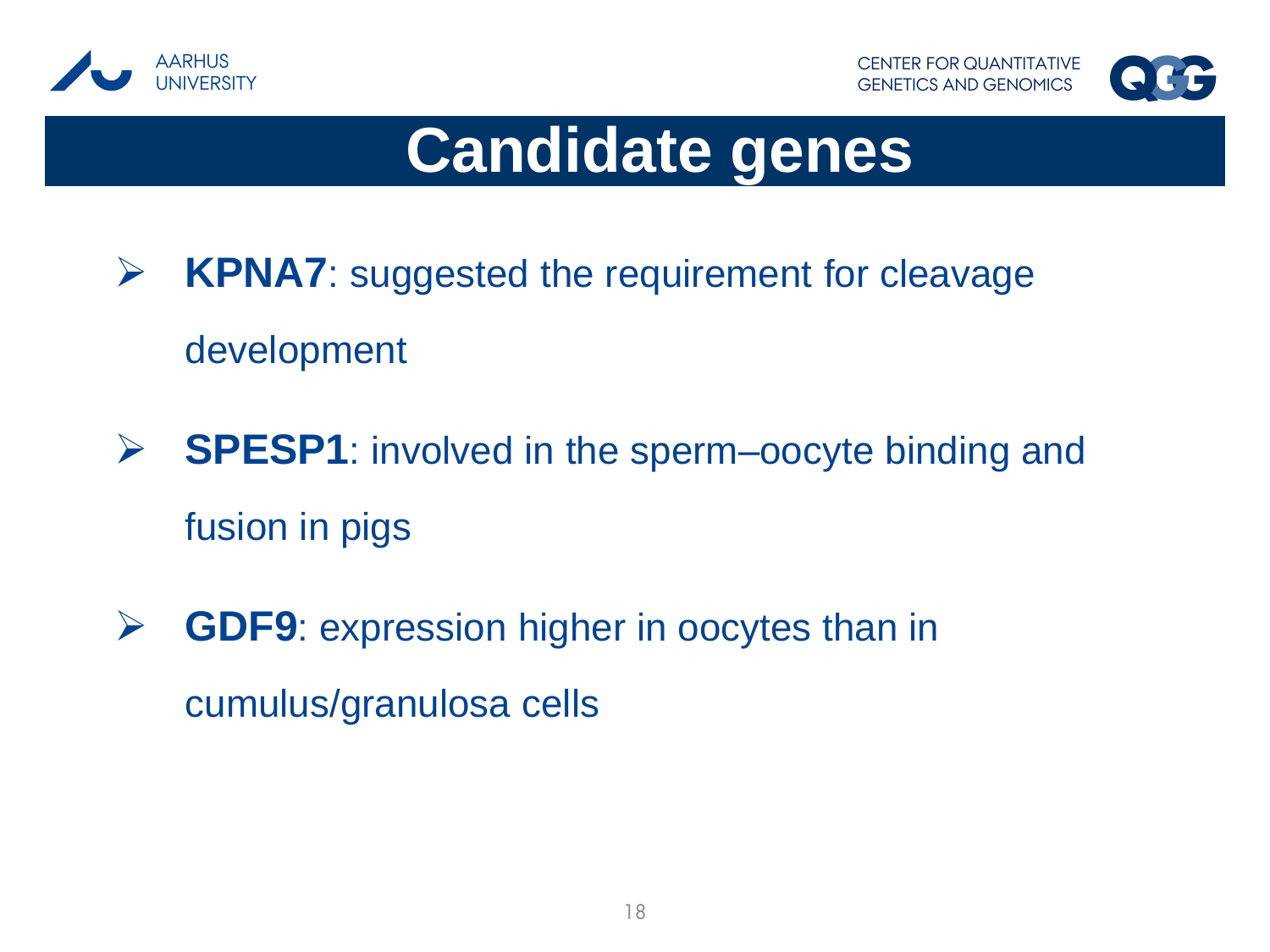# Candidate genes

- **KPNA7**: suggested the requirement for cleavage development
- **SPESP1**: involved in the sperm–oocyte binding and fusion in pigs
- **GDF9**: expression higher in oocytes than in cumulus/granulosa cells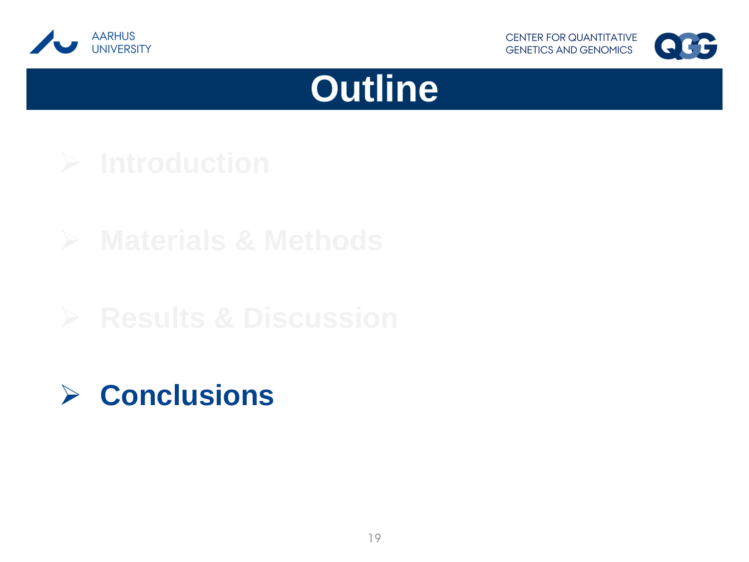# Outline

- Introduction
- Materials & Methods
- Results & Discussion
- **Conclusions**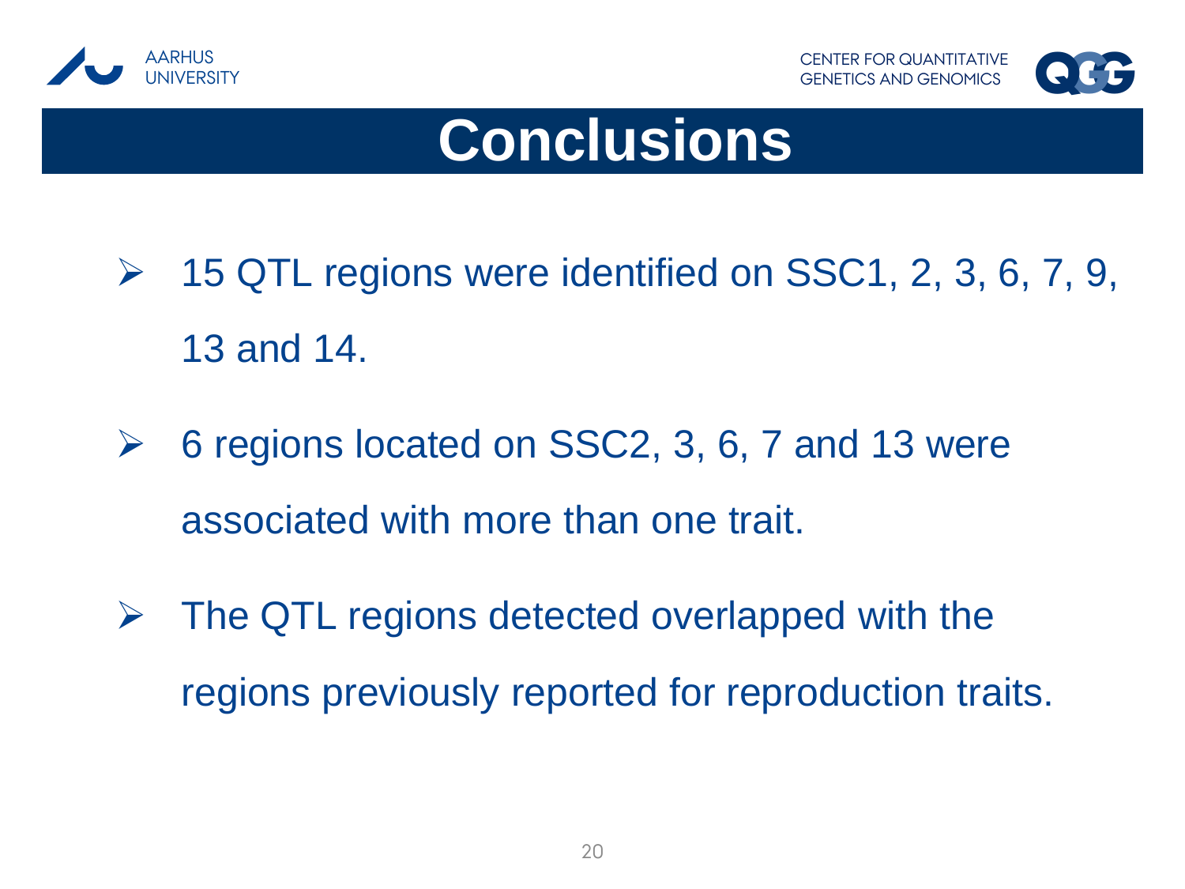# Conclusions

- 15 QTL regions were identified on SSC1, 2, 3, 6, 7, 9, 13 and 14.
- 6 regions located on SSC2, 3, 6, 7 and 13 were associated with more than one trait.
- The QTL regions detected overlapped with the regions previously reported for reproduction traits.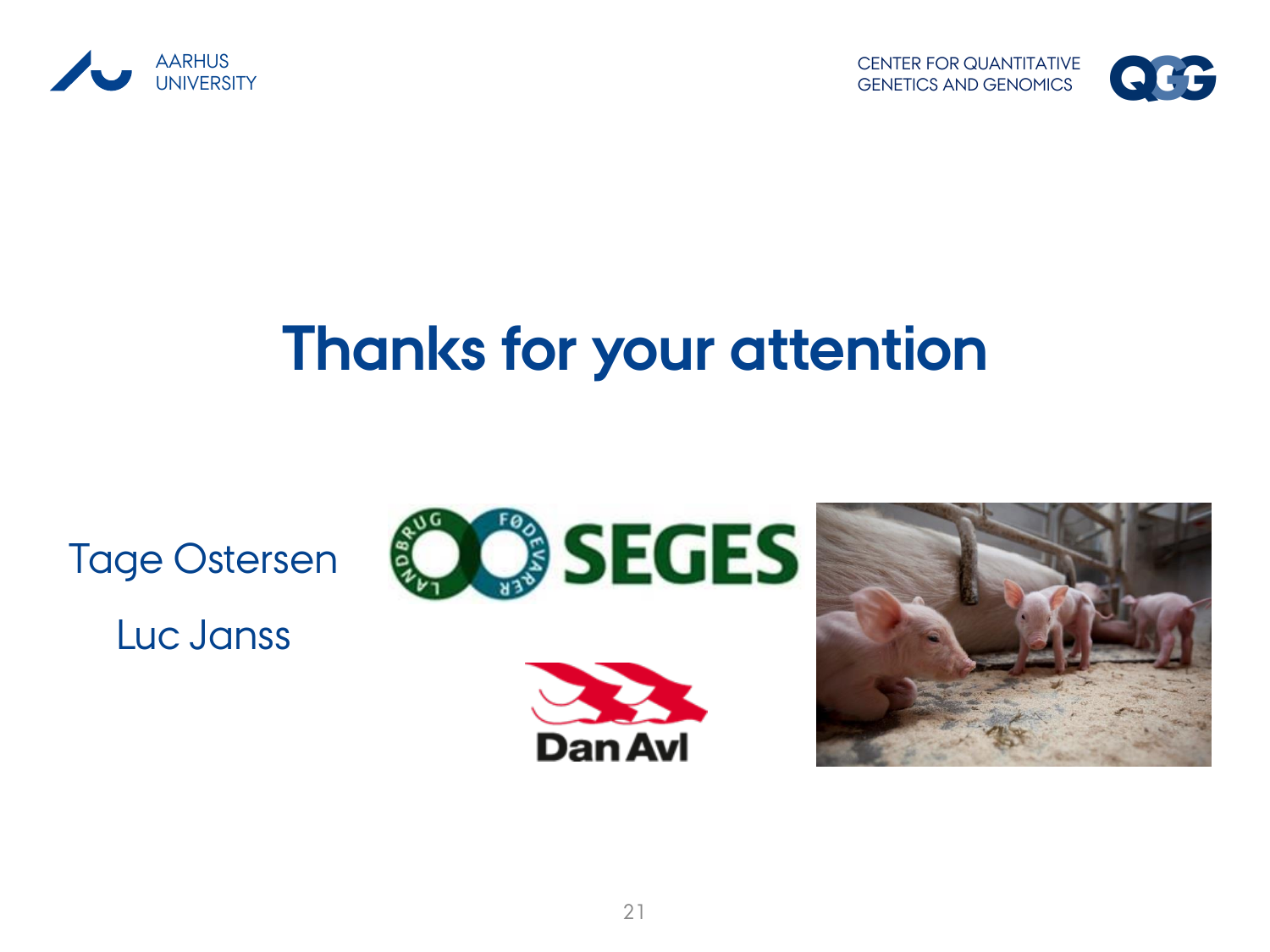# Thanks for your attention

Tage Ostersen

Luc Janss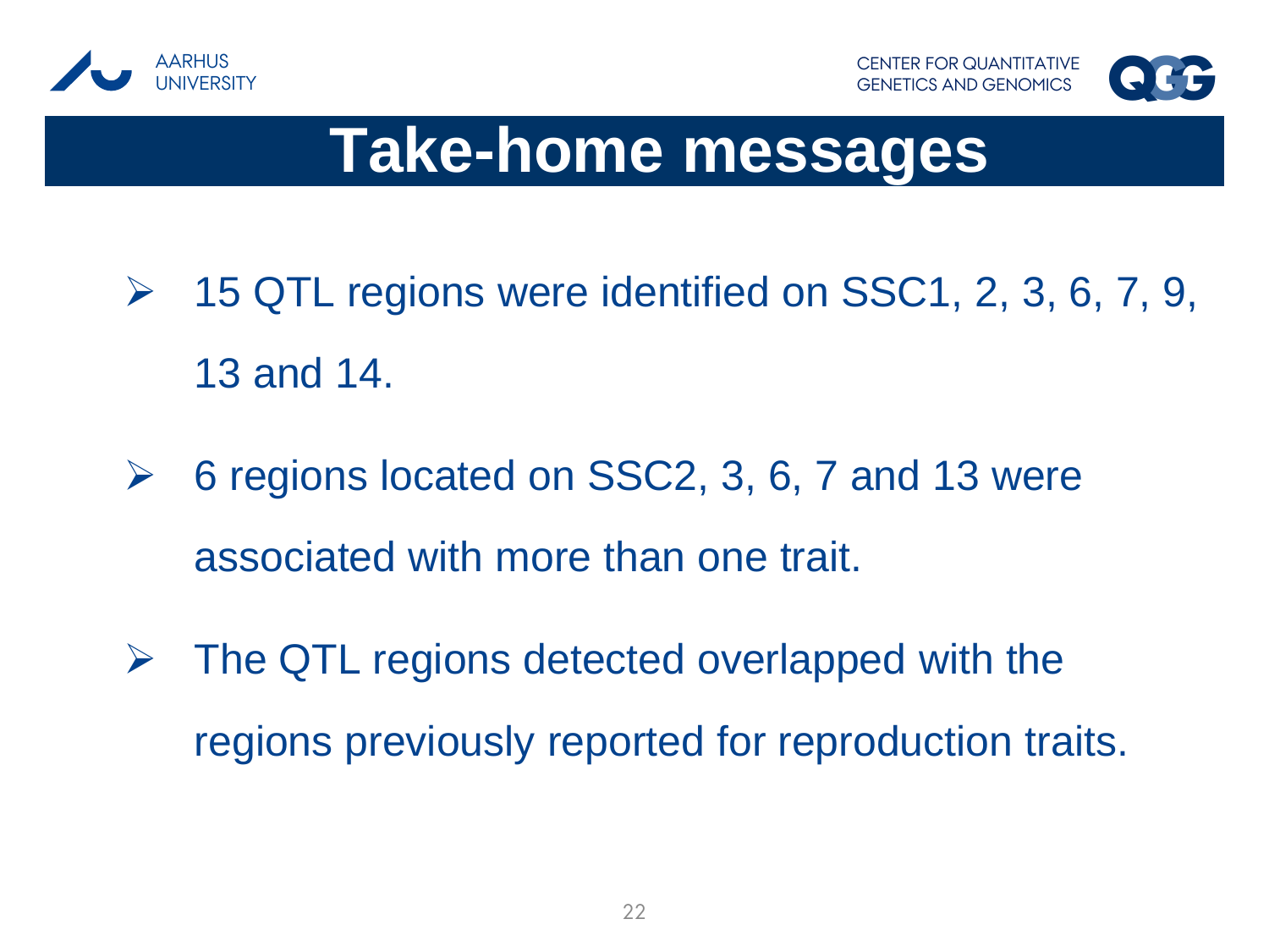# Take-home messages

- 15 QTL regions were identified on SSC1, 2, 3, 6, 7, 9, 13 and 14.
- 6 regions located on SSC2, 3, 6, 7 and 13 were associated with more than one trait.
- The QTL regions detected overlapped with the regions previously reported for reproduction traits.